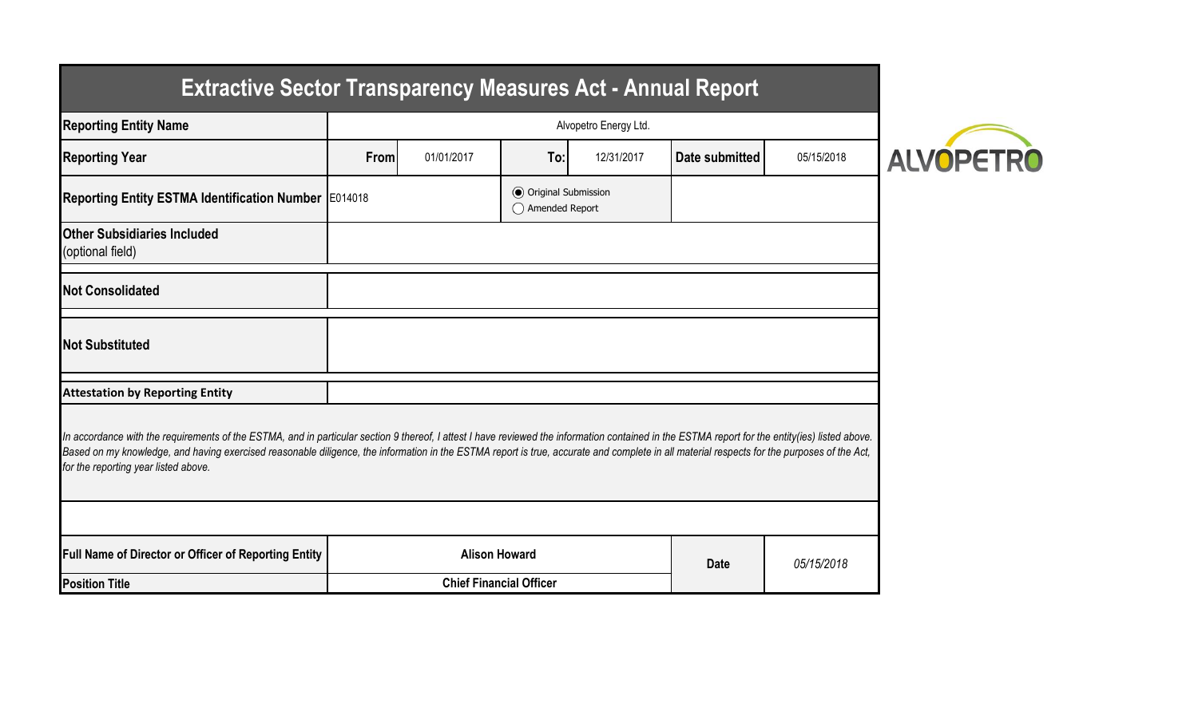# Extractive Sector Transparency Measures Act - Annual Report

| | | | | | | |
|---|---|---|---|---|---|---|
| **Reporting Entity Name** | Alvopetro Energy Ltd. | | | | | |
| **Reporting Year** | **From** | 01/01/2017 | **To:** | 12/31/2017 | **Date submitted** | 05/15/2018 |
| **Reporting Entity ESTMA Identification Number** | E014018 | | (●) Original Submission<br>( ) Amended Report | | | |
| **Other Subsidiaries Included** (optional field) | | | | | | |
| **Not Consolidated** | | | | | | |
| **Not Substituted** | | | | | | |

**Attestation by Reporting Entity**

*In accordance with the requirements of the ESTMA, and in particular section 9 thereof, I attest I have reviewed the information contained in the ESTMA report for the entity(ies) listed above. Based on my knowledge, and having exercised reasonable diligence, the information in the ESTMA report is true, accurate and complete in all material respects for the purposes of the Act, for the reporting year listed above.*

| | | | |
|---|---|---|---|
| **Full Name of Director or Officer of Reporting Entity** | **Alison Howard** | **Date** | *05/15/2018* |
| **Position Title** | **Chief Financial Officer** | | |

ALVOPETRO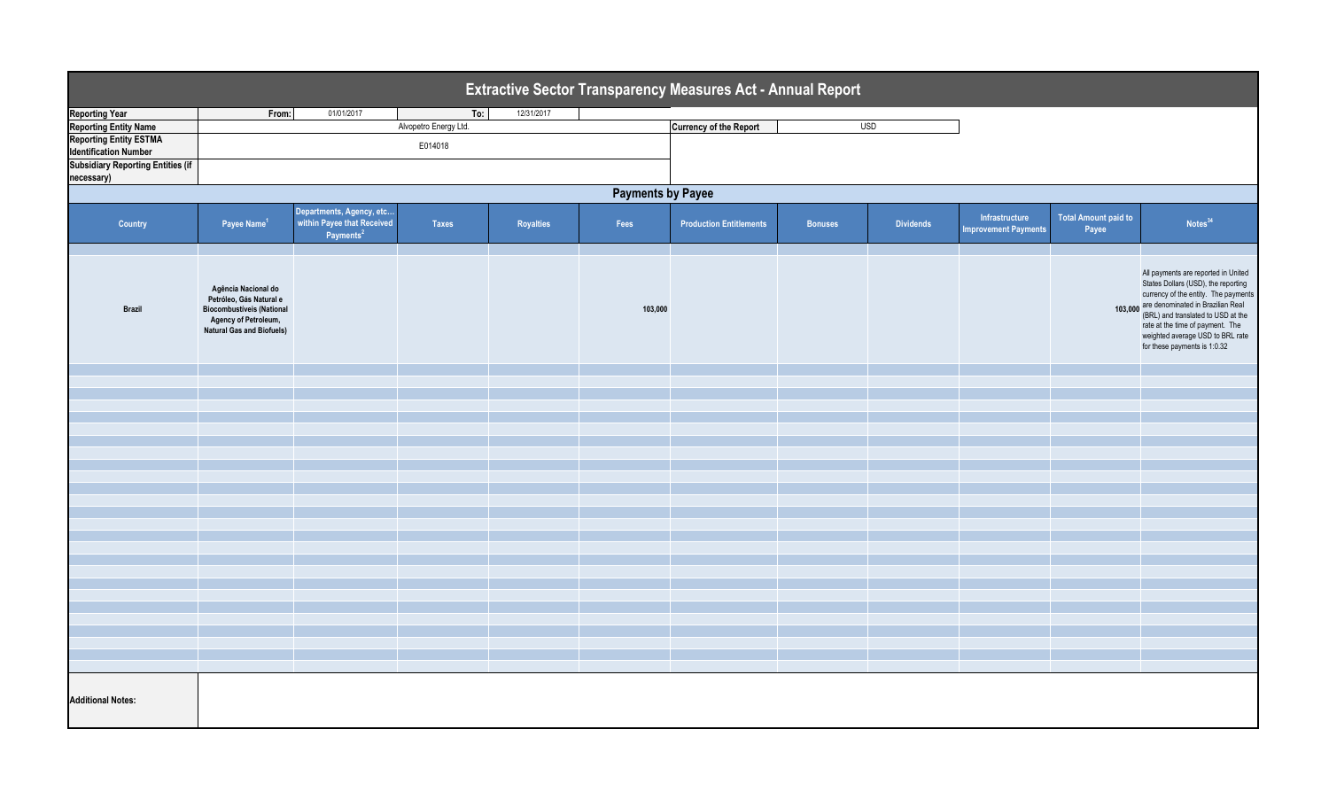# Extractive Sector Transparency Measures Act - Annual Report

| | | | | |
|---|---|---|---|---|
| **Reporting Year** | From: | 01/01/2017 | To: | 12/31/2017 |
| **Reporting Entity Name** | Alvopetro Energy Ltd. | | **Currency of the Report** | USD |
| **Reporting Entity ESTMA Identification Number** | E014018 | | | |
| **Subsidiary Reporting Entities (if necessary)** | | | | |

## Payments by Payee

| Country | Payee Name[1] | Departments, Agency, etc... within Payee that Received Payments[2] | Taxes | Royalties | Fees | Production Entitlements | Bonuses | Dividends | Infrastructure Improvement Payments | Total Amount paid to Payee | Notes[34] |
|---|---|---|---|---|---|---|---|---|---|---|---|
| Brazil | Agência Nacional do Petróleo, Gás Natural e Biocombustíveis (National Agency of Petroleum, Natural Gas and Biofuels) | | | | 103,000 | | | | | 103,000 | All payments are reported in United States Dollars (USD), the reporting currency of the entity. The payments are denominated in Brazilian Real (BRL) and translated to USD at the rate at the time of payment. The weighted average USD to BRL rate for these payments is 1:0.32 |

**Additional Notes:**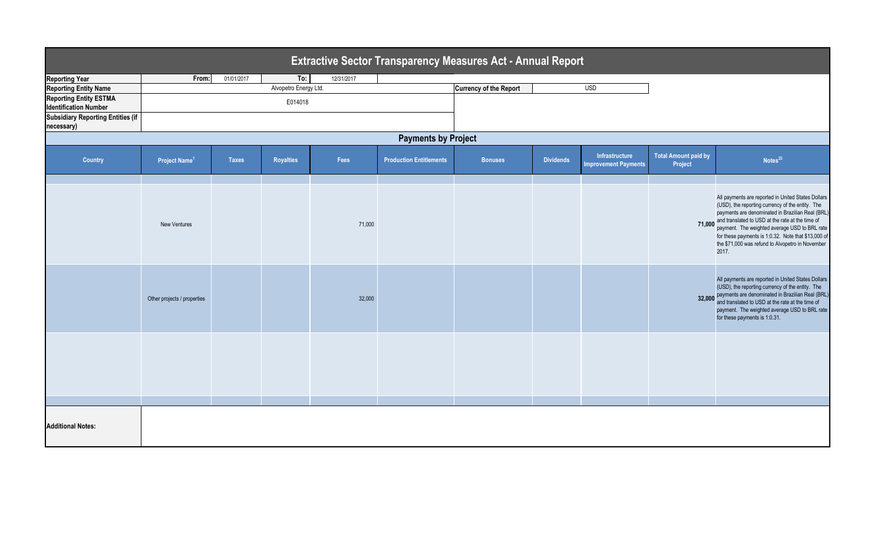# Extractive Sector Transparency Measures Act - Annual Report

| | | | |
|---|---|---|---|
| **Reporting Year** | From: 01/01/2017 | To: 12/31/2017 | |
| **Reporting Entity Name** | Alvopetro Energy Ltd. | **Currency of the Report** | USD |
| **Reporting Entity ESTMA Identification Number** | E014018 | | |
| **Subsidiary Reporting Entities (if necessary)** | | | |

## Payments by Project

| Country | Project Name[1] | Taxes | Royalties | Fees | Production Entitlements | Bonuses | Dividends | Infrastructure Improvement Payments | Total Amount paid by Project | Notes[23] |
|---|---|---|---|---|---|---|---|---|---|---|
| | New Ventures | | | 71,000 | | | | | 71,000 | All payments are reported in United States Dollars (USD), the reporting currency of the entity. The payments are denominated in Brazilian Real (BRL) and translated to USD at the rate at the time of payment. The weighted average USD to BRL rate for these payments is 1:0.32. Note that $13,000 of the $71,000 was refund to Alvopetro in November 2017. |
| | Other projects / properties | | | 32,000 | | | | | 32,000 | All payments are reported in United States Dollars (USD), the reporting currency of the entity. The payments are denominated in Brazilian Real (BRL) and translated to USD at the rate at the time of payment. The weighted average USD to BRL rate for these payments is 1:0.31. |

**Additional Notes:**